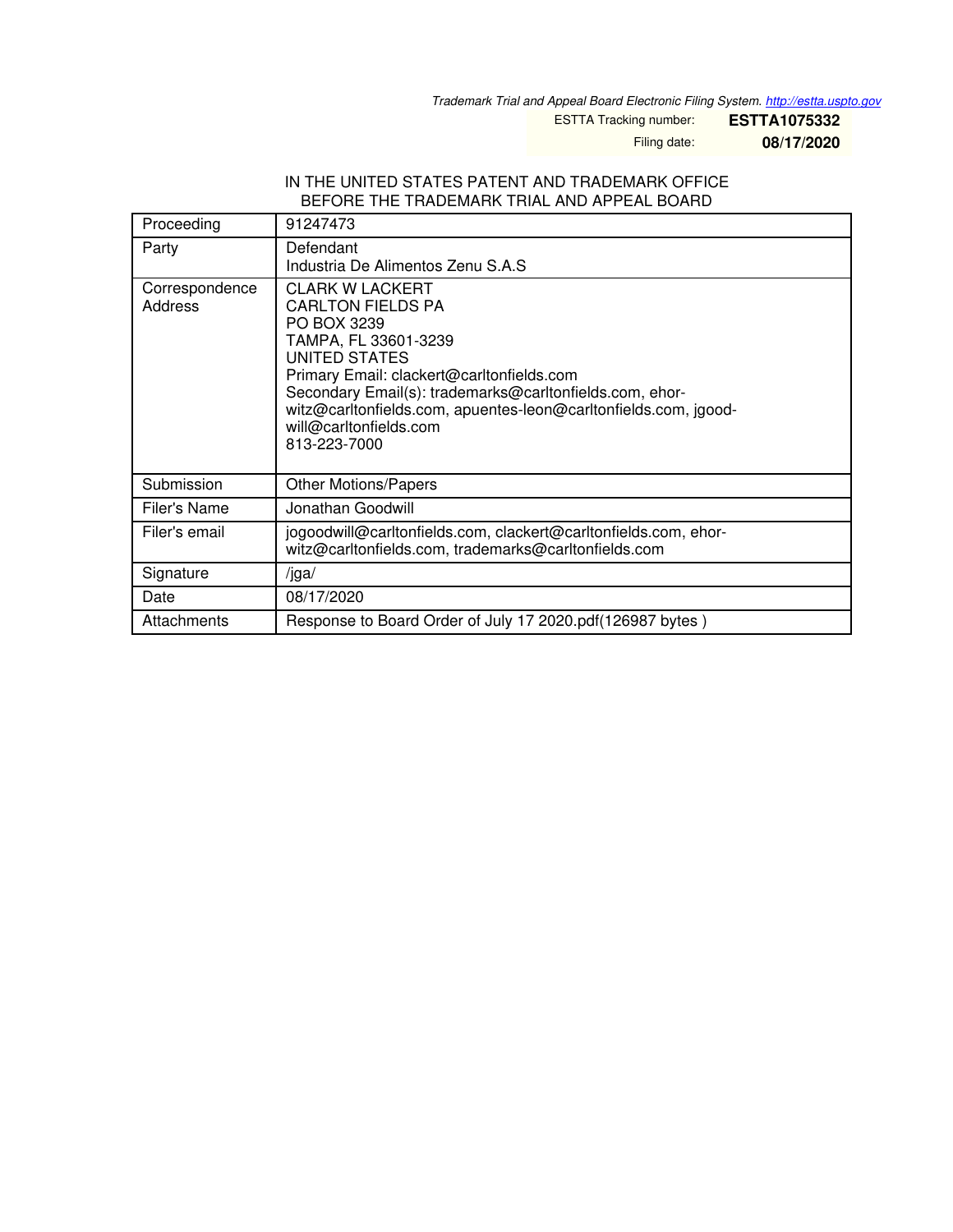*Trademark Trial and Appeal Board Electronic Filing System. http://estta.uspto.gov*

| | |
|---|---|
| ESTTA Tracking number: | **ESTTA1075332** |
| Filing date: | **08/17/2020** |

IN THE UNITED STATES PATENT AND TRADEMARK OFFICE
BEFORE THE TRADEMARK TRIAL AND APPEAL BOARD

| | |
|---|---|
| Proceeding | 91247473 |
| Party | Defendant<br>Industria De Alimentos Zenu S.A.S |
| Correspondence Address | CLARK W LACKERT<br>CARLTON FIELDS PA<br>PO BOX 3239<br>TAMPA, FL 33601-3239<br>UNITED STATES<br>Primary Email: clackert@carltonfields.com<br>Secondary Email(s): trademarks@carltonfields.com, ehorwitz@carltonfields.com, apuentes-leon@carltonfields.com, jgoodwill@carltonfields.com<br>813-223-7000 |
| Submission | Other Motions/Papers |
| Filer's Name | Jonathan Goodwill |
| Filer's email | jogoodwill@carltonfields.com, clackert@carltonfields.com, ehorwitz@carltonfields.com, trademarks@carltonfields.com |
| Signature | /jga/ |
| Date | 08/17/2020 |
| Attachments | Response to Board Order of July 17 2020.pdf(126987 bytes ) |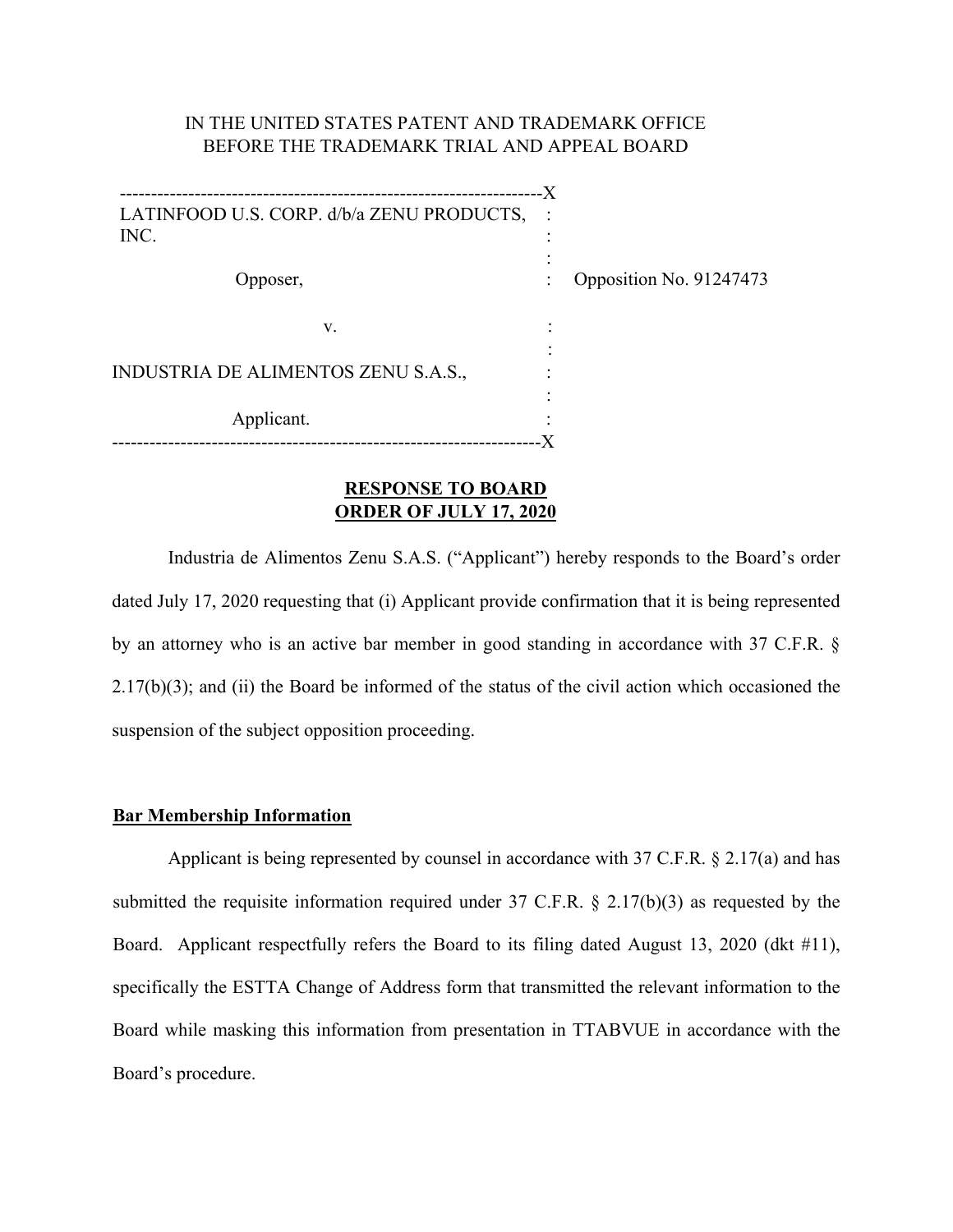IN THE UNITED STATES PATENT AND TRADEMARK OFFICE
BEFORE THE TRADEMARK TRIAL AND APPEAL BOARD

| | | |
|---|---|---|
| LATINFOOD U.S. CORP. d/b/a ZENU PRODUCTS, INC. | : | |
| Opposer, | : | Opposition No. 91247473 |
| v. | : | |
| INDUSTRIA DE ALIMENTOS ZENU S.A.S., | : | |
| Applicant. | : | |

**RESPONSE TO BOARD ORDER OF JULY 17, 2020**

Industria de Alimentos Zenu S.A.S. ("Applicant") hereby responds to the Board's order dated July 17, 2020 requesting that (i) Applicant provide confirmation that it is being represented by an attorney who is an active bar member in good standing in accordance with 37 C.F.R. § 2.17(b)(3); and (ii) the Board be informed of the status of the civil action which occasioned the suspension of the subject opposition proceeding.

**Bar Membership Information**

Applicant is being represented by counsel in accordance with 37 C.F.R. § 2.17(a) and has submitted the requisite information required under 37 C.F.R. § 2.17(b)(3) as requested by the Board. Applicant respectfully refers the Board to its filing dated August 13, 2020 (dkt #11), specifically the ESTTA Change of Address form that transmitted the relevant information to the Board while masking this information from presentation in TTABVUE in accordance with the Board's procedure.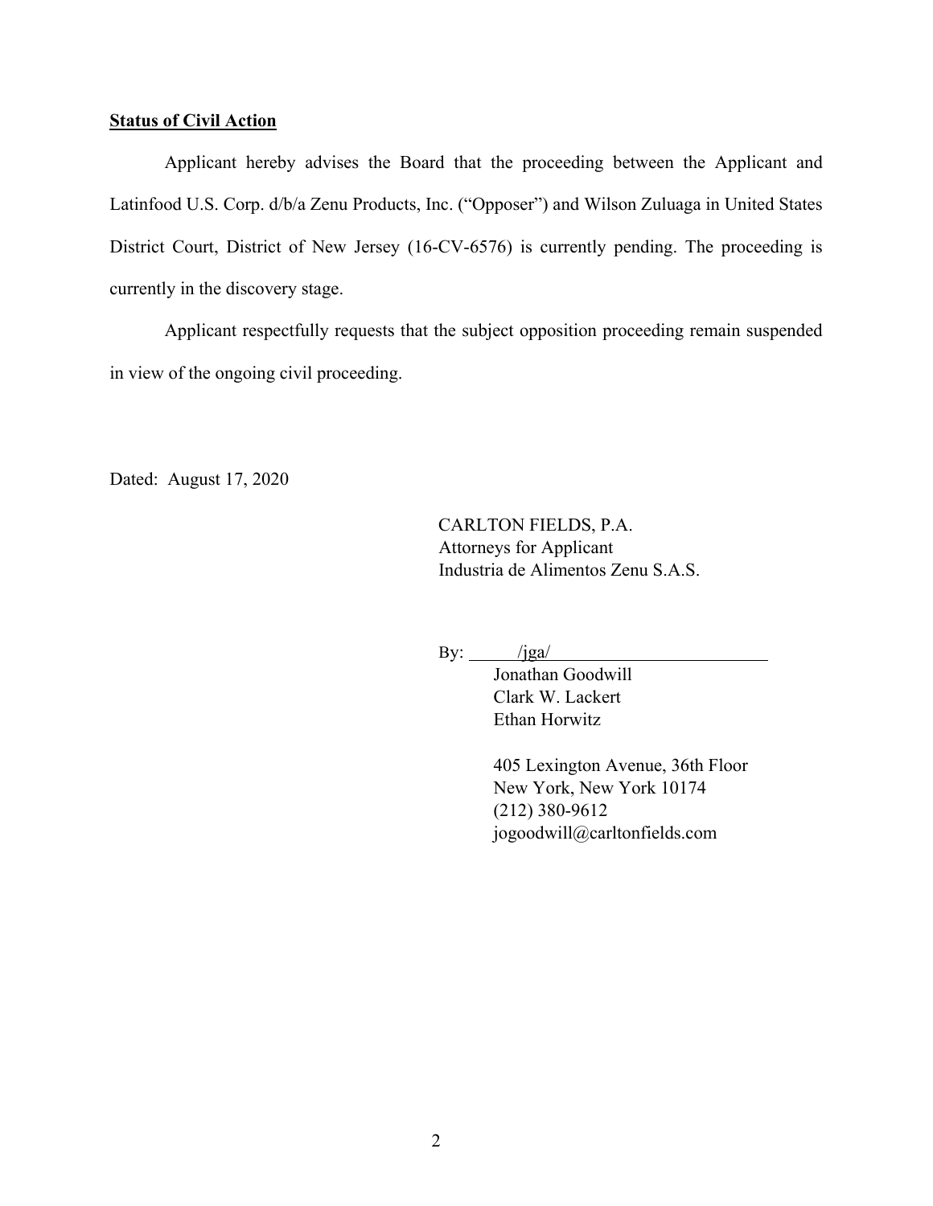**Status of Civil Action**

Applicant hereby advises the Board that the proceeding between the Applicant and Latinfood U.S. Corp. d/b/a Zenu Products, Inc. ("Opposer") and Wilson Zuluaga in United States District Court, District of New Jersey (16-CV-6576) is currently pending. The proceeding is currently in the discovery stage.

Applicant respectfully requests that the subject opposition proceeding remain suspended in view of the ongoing civil proceeding.

Dated: August 17, 2020

CARLTON FIELDS, P.A.
Attorneys for Applicant
Industria de Alimentos Zenu S.A.S.

By: /jga/
Jonathan Goodwill
Clark W. Lackert
Ethan Horwitz

405 Lexington Avenue, 36th Floor
New York, New York 10174
(212) 380-9612
jogoodwill@carltonfields.com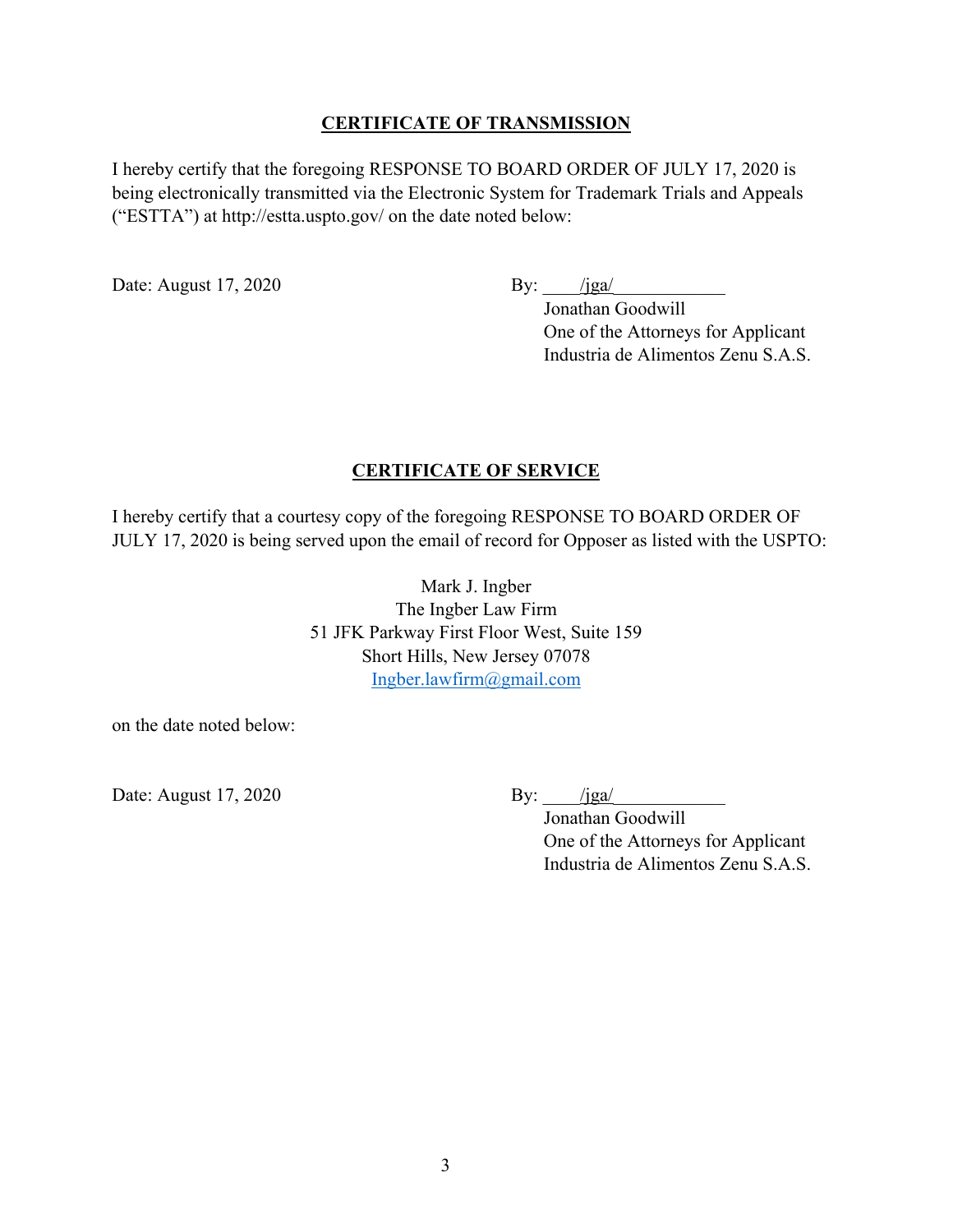**CERTIFICATE OF TRANSMISSION**

I hereby certify that the foregoing RESPONSE TO BOARD ORDER OF JULY 17, 2020 is being electronically transmitted via the Electronic System for Trademark Trials and Appeals ("ESTTA") at http://estta.uspto.gov/ on the date noted below:

Date: August 17, 2020

By: ____/jga/____________
Jonathan Goodwill
One of the Attorneys for Applicant
Industria de Alimentos Zenu S.A.S.

**CERTIFICATE OF SERVICE**

I hereby certify that a courtesy copy of the foregoing RESPONSE TO BOARD ORDER OF JULY 17, 2020 is being served upon the email of record for Opposer as listed with the USPTO:

Mark J. Ingber
The Ingber Law Firm
51 JFK Parkway First Floor West, Suite 159
Short Hills, New Jersey 07078
Ingber.lawfirm@gmail.com

on the date noted below:

Date: August 17, 2020

By: ____/jga/____________
Jonathan Goodwill
One of the Attorneys for Applicant
Industria de Alimentos Zenu S.A.S.